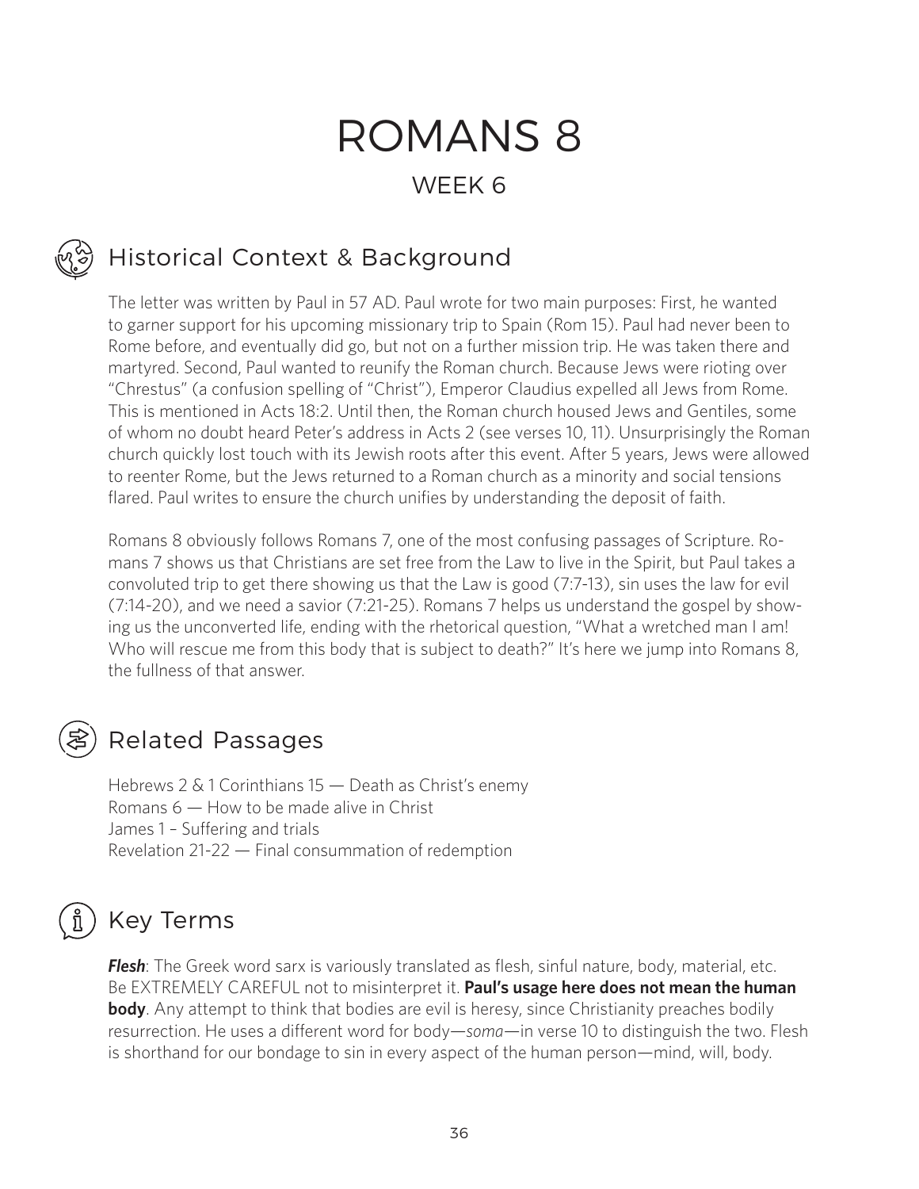# ROMANS 8

## WEEK 6

## Historical Context & Background

The letter was written by Paul in 57 AD. Paul wrote for two main purposes: First, he wanted to garner support for his upcoming missionary trip to Spain (Rom 15). Paul had never been to Rome before, and eventually did go, but not on a further mission trip. He was taken there and martyred. Second, Paul wanted to reunify the Roman church. Because Jews were rioting over "Chrestus" (a confusion spelling of "Christ"), Emperor Claudius expelled all Jews from Rome. This is mentioned in Acts 18:2. Until then, the Roman church housed Jews and Gentiles, some of whom no doubt heard Peter's address in Acts 2 (see verses 10, 11). Unsurprisingly the Roman church quickly lost touch with its Jewish roots after this event. After 5 years, Jews were allowed to reenter Rome, but the Jews returned to a Roman church as a minority and social tensions flared. Paul writes to ensure the church unifies by understanding the deposit of faith.

Romans 8 obviously follows Romans 7, one of the most confusing passages of Scripture. Romans 7 shows us that Christians are set free from the Law to live in the Spirit, but Paul takes a convoluted trip to get there showing us that the Law is good (7:7-13), sin uses the law for evil (7:14-20), and we need a savior (7:21-25). Romans 7 helps us understand the gospel by showing us the unconverted life, ending with the rhetorical question, "What a wretched man I am! Who will rescue me from this body that is subject to death?" It's here we jump into Romans 8, the fullness of that answer.

## Related Passages

Hebrews 2 & 1 Corinthians 15 — Death as Christ's enemy
Romans 6 — How to be made alive in Christ
James 1 – Suffering and trials
Revelation 21-22 — Final consummation of redemption

## Key Terms

***Flesh***: The Greek word sarx is variously translated as flesh, sinful nature, body, material, etc. Be EXTREMELY CAREFUL not to misinterpret it. **Paul's usage here does not mean the human body**. Any attempt to think that bodies are evil is heresy, since Christianity preaches bodily resurrection. He uses a different word for body—*soma*—in verse 10 to distinguish the two. Flesh is shorthand for our bondage to sin in every aspect of the human person—mind, will, body.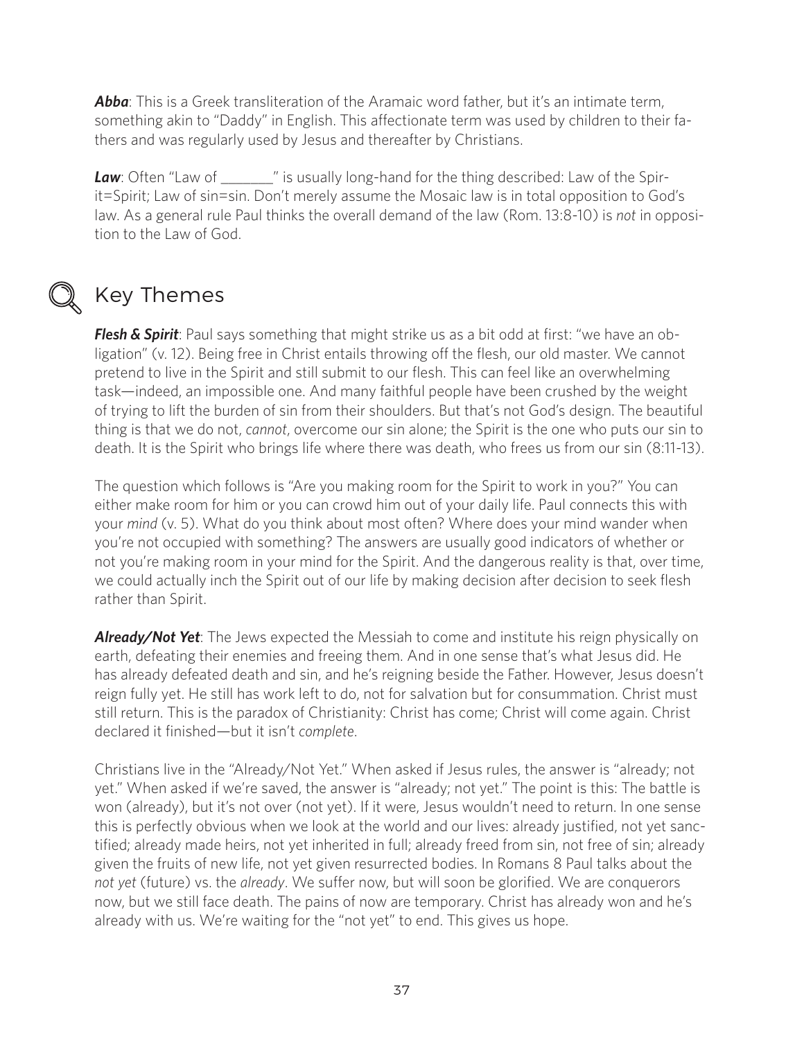***Abba***: This is a Greek transliteration of the Aramaic word father, but it's an intimate term, something akin to "Daddy" in English. This affectionate term was used by children to their fathers and was regularly used by Jesus and thereafter by Christians.

***Law***: Often "Law of _______" is usually long-hand for the thing described: Law of the Spirit=Spirit; Law of sin=sin. Don't merely assume the Mosaic law is in total opposition to God's law. As a general rule Paul thinks the overall demand of the law (Rom. 13:8-10) is *not* in opposition to the Law of God.

## Key Themes

***Flesh & Spirit***: Paul says something that might strike us as a bit odd at first: "we have an obligation" (v. 12). Being free in Christ entails throwing off the flesh, our old master. We cannot pretend to live in the Spirit and still submit to our flesh. This can feel like an overwhelming task—indeed, an impossible one. And many faithful people have been crushed by the weight of trying to lift the burden of sin from their shoulders. But that's not God's design. The beautiful thing is that we do not, *cannot*, overcome our sin alone; the Spirit is the one who puts our sin to death. It is the Spirit who brings life where there was death, who frees us from our sin (8:11-13).

The question which follows is "Are you making room for the Spirit to work in you?" You can either make room for him or you can crowd him out of your daily life. Paul connects this with your *mind* (v. 5). What do you think about most often? Where does your mind wander when you're not occupied with something? The answers are usually good indicators of whether or not you're making room in your mind for the Spirit. And the dangerous reality is that, over time, we could actually inch the Spirit out of our life by making decision after decision to seek flesh rather than Spirit.

***Already/Not Yet***: The Jews expected the Messiah to come and institute his reign physically on earth, defeating their enemies and freeing them. And in one sense that's what Jesus did. He has already defeated death and sin, and he's reigning beside the Father. However, Jesus doesn't reign fully yet. He still has work left to do, not for salvation but for consummation. Christ must still return. This is the paradox of Christianity: Christ has come; Christ will come again. Christ declared it finished—but it isn't *complete*.

Christians live in the "Already/Not Yet." When asked if Jesus rules, the answer is "already; not yet." When asked if we're saved, the answer is "already; not yet." The point is this: The battle is won (already), but it's not over (not yet). If it were, Jesus wouldn't need to return. In one sense this is perfectly obvious when we look at the world and our lives: already justified, not yet sanctified; already made heirs, not yet inherited in full; already freed from sin, not free of sin; already given the fruits of new life, not yet given resurrected bodies. In Romans 8 Paul talks about the *not yet* (future) vs. the *already*. We suffer now, but will soon be glorified. We are conquerors now, but we still face death. The pains of now are temporary. Christ has already won and he's already with us. We're waiting for the "not yet" to end. This gives us hope.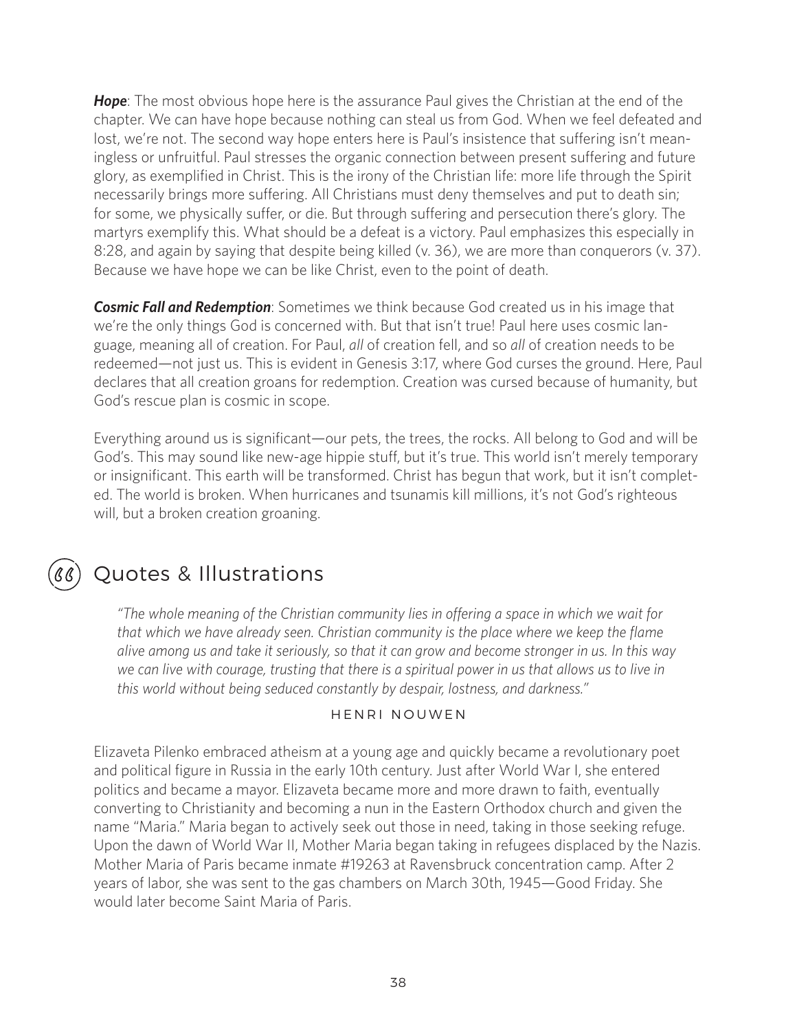***Hope***: The most obvious hope here is the assurance Paul gives the Christian at the end of the chapter. We can have hope because nothing can steal us from God. When we feel defeated and lost, we're not. The second way hope enters here is Paul's insistence that suffering isn't meaningless or unfruitful. Paul stresses the organic connection between present suffering and future glory, as exemplified in Christ. This is the irony of the Christian life: more life through the Spirit necessarily brings more suffering. All Christians must deny themselves and put to death sin; for some, we physically suffer, or die. But through suffering and persecution there's glory. The martyrs exemplify this. What should be a defeat is a victory. Paul emphasizes this especially in 8:28, and again by saying that despite being killed (v. 36), we are more than conquerors (v. 37). Because we have hope we can be like Christ, even to the point of death.

***Cosmic Fall and Redemption***: Sometimes we think because God created us in his image that we're the only things God is concerned with. But that isn't true! Paul here uses cosmic language, meaning all of creation. For Paul, *all* of creation fell, and so *all* of creation needs to be redeemed—not just us. This is evident in Genesis 3:17, where God curses the ground. Here, Paul declares that all creation groans for redemption. Creation was cursed because of humanity, but God's rescue plan is cosmic in scope.

Everything around us is significant—our pets, the trees, the rocks. All belong to God and will be God's. This may sound like new-age hippie stuff, but it's true. This world isn't merely temporary or insignificant. This earth will be transformed. Christ has begun that work, but it isn't completed. The world is broken. When hurricanes and tsunamis kill millions, it's not God's righteous will, but a broken creation groaning.

## Quotes & Illustrations

> *"The whole meaning of the Christian community lies in offering a space in which we wait for that which we have already seen. Christian community is the place where we keep the flame alive among us and take it seriously, so that it can grow and become stronger in us. In this way we can live with courage, trusting that there is a spiritual power in us that allows us to live in this world without being seduced constantly by despair, lostness, and darkness."*
>
> HENRI NOUWEN

Elizaveta Pilenko embraced atheism at a young age and quickly became a revolutionary poet and political figure in Russia in the early 10th century. Just after World War I, she entered politics and became a mayor. Elizaveta became more and more drawn to faith, eventually converting to Christianity and becoming a nun in the Eastern Orthodox church and given the name "Maria." Maria began to actively seek out those in need, taking in those seeking refuge. Upon the dawn of World War II, Mother Maria began taking in refugees displaced by the Nazis. Mother Maria of Paris became inmate #19263 at Ravensbruck concentration camp. After 2 years of labor, she was sent to the gas chambers on March 30th, 1945—Good Friday. She would later become Saint Maria of Paris.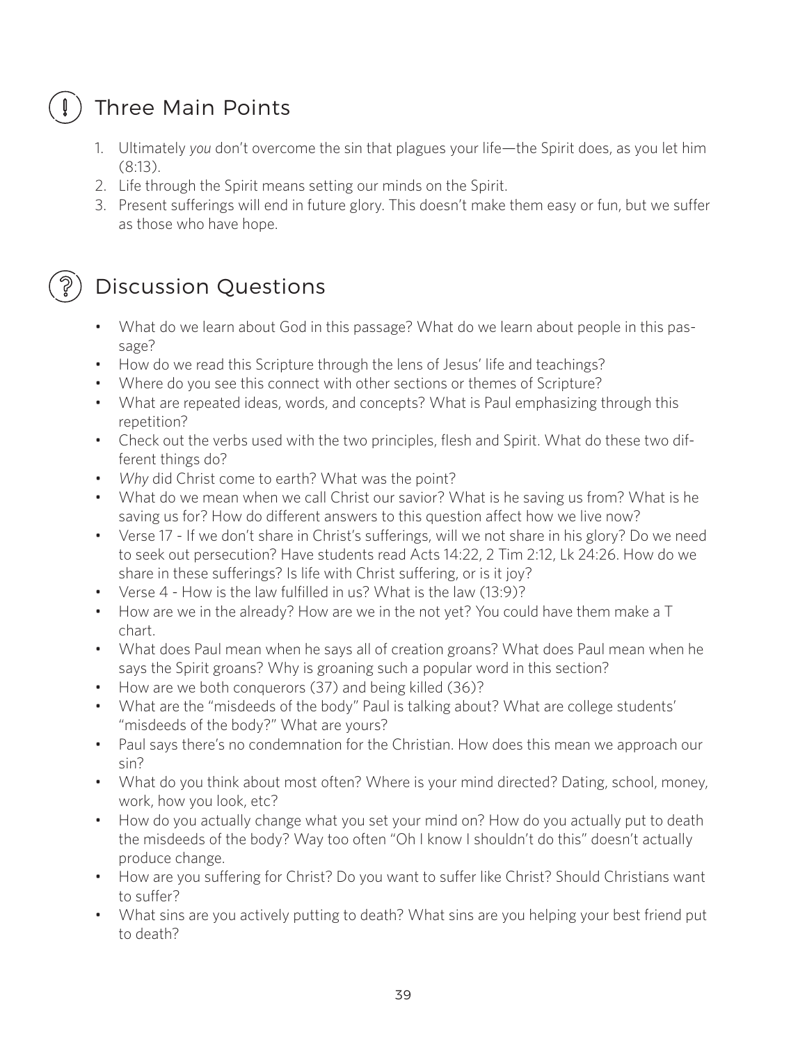## Three Main Points

1. Ultimately *you* don't overcome the sin that plagues your life—the Spirit does, as you let him (8:13).
2. Life through the Spirit means setting our minds on the Spirit.
3. Present sufferings will end in future glory. This doesn't make them easy or fun, but we suffer as those who have hope.

## Discussion Questions

- What do we learn about God in this passage? What do we learn about people in this passage?
- How do we read this Scripture through the lens of Jesus' life and teachings?
- Where do you see this connect with other sections or themes of Scripture?
- What are repeated ideas, words, and concepts? What is Paul emphasizing through this repetition?
- Check out the verbs used with the two principles, flesh and Spirit. What do these two different things do?
- *Why* did Christ come to earth? What was the point?
- What do we mean when we call Christ our savior? What is he saving us from? What is he saving us for? How do different answers to this question affect how we live now?
- Verse 17 - If we don't share in Christ's sufferings, will we not share in his glory? Do we need to seek out persecution? Have students read Acts 14:22, 2 Tim 2:12, Lk 24:26. How do we share in these sufferings? Is life with Christ suffering, or is it joy?
- Verse 4 - How is the law fulfilled in us? What is the law (13:9)?
- How are we in the already? How are we in the not yet? You could have them make a T chart.
- What does Paul mean when he says all of creation groans? What does Paul mean when he says the Spirit groans? Why is groaning such a popular word in this section?
- How are we both conquerors (37) and being killed (36)?
- What are the "misdeeds of the body" Paul is talking about? What are college students' "misdeeds of the body?" What are yours?
- Paul says there's no condemnation for the Christian. How does this mean we approach our sin?
- What do you think about most often? Where is your mind directed? Dating, school, money, work, how you look, etc?
- How do you actually change what you set your mind on? How do you actually put to death the misdeeds of the body? Way too often "Oh I know I shouldn't do this" doesn't actually produce change.
- How are you suffering for Christ? Do you want to suffer like Christ? Should Christians want to suffer?
- What sins are you actively putting to death? What sins are you helping your best friend put to death?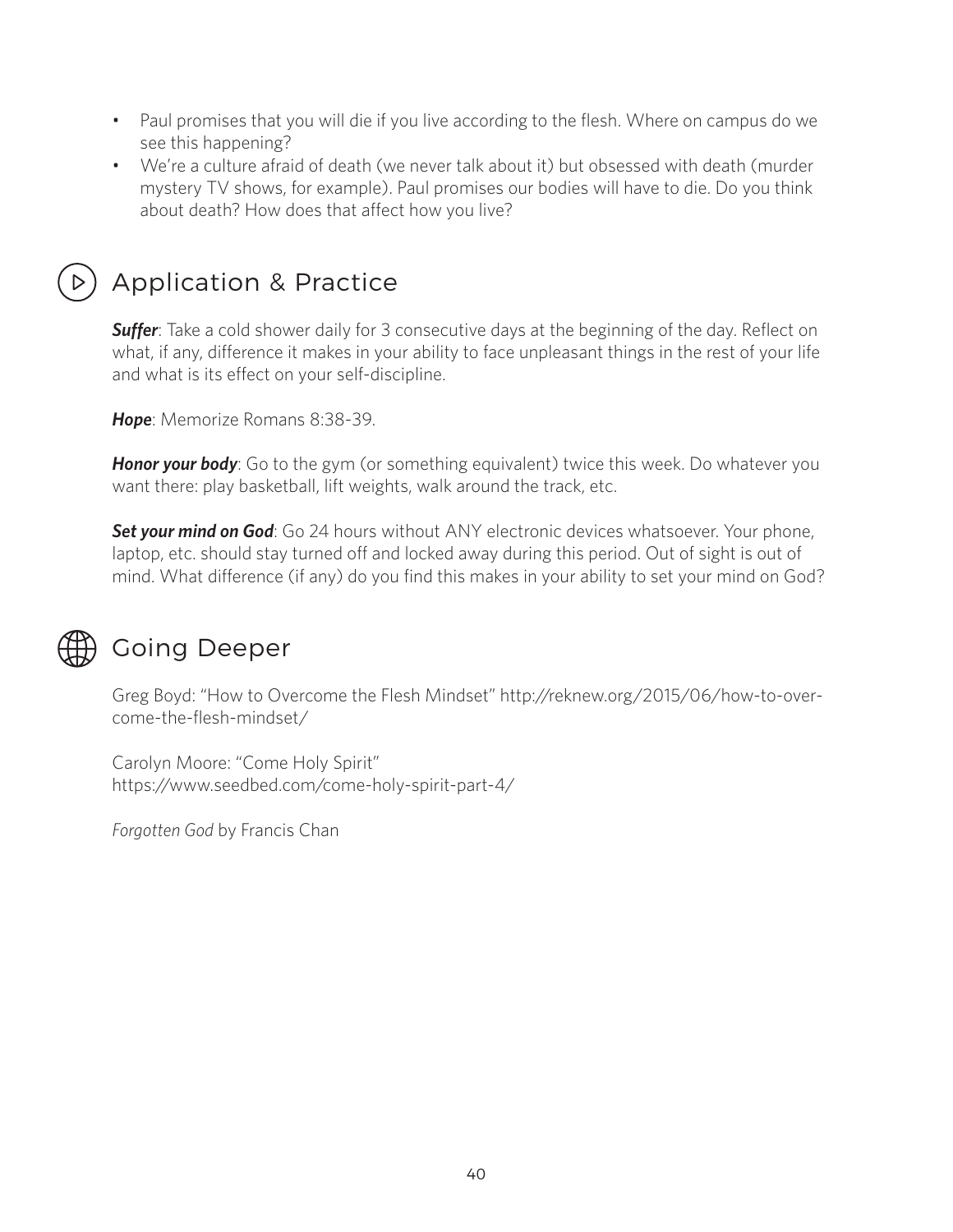- Paul promises that you will die if you live according to the flesh. Where on campus do we see this happening?
- We're a culture afraid of death (we never talk about it) but obsessed with death (murder mystery TV shows, for example). Paul promises our bodies will have to die. Do you think about death? How does that affect how you live?

## Application & Practice

***Suffer***: Take a cold shower daily for 3 consecutive days at the beginning of the day. Reflect on what, if any, difference it makes in your ability to face unpleasant things in the rest of your life and what is its effect on your self-discipline.

***Hope***: Memorize Romans 8:38-39.

***Honor your body***: Go to the gym (or something equivalent) twice this week. Do whatever you want there: play basketball, lift weights, walk around the track, etc.

***Set your mind on God***: Go 24 hours without ANY electronic devices whatsoever. Your phone, laptop, etc. should stay turned off and locked away during this period. Out of sight is out of mind. What difference (if any) do you find this makes in your ability to set your mind on God?

## Going Deeper

Greg Boyd: "How to Overcome the Flesh Mindset" http://reknew.org/2015/06/how-to-overcome-the-flesh-mindset/

Carolyn Moore: "Come Holy Spirit" https://www.seedbed.com/come-holy-spirit-part-4/

*Forgotten God* by Francis Chan